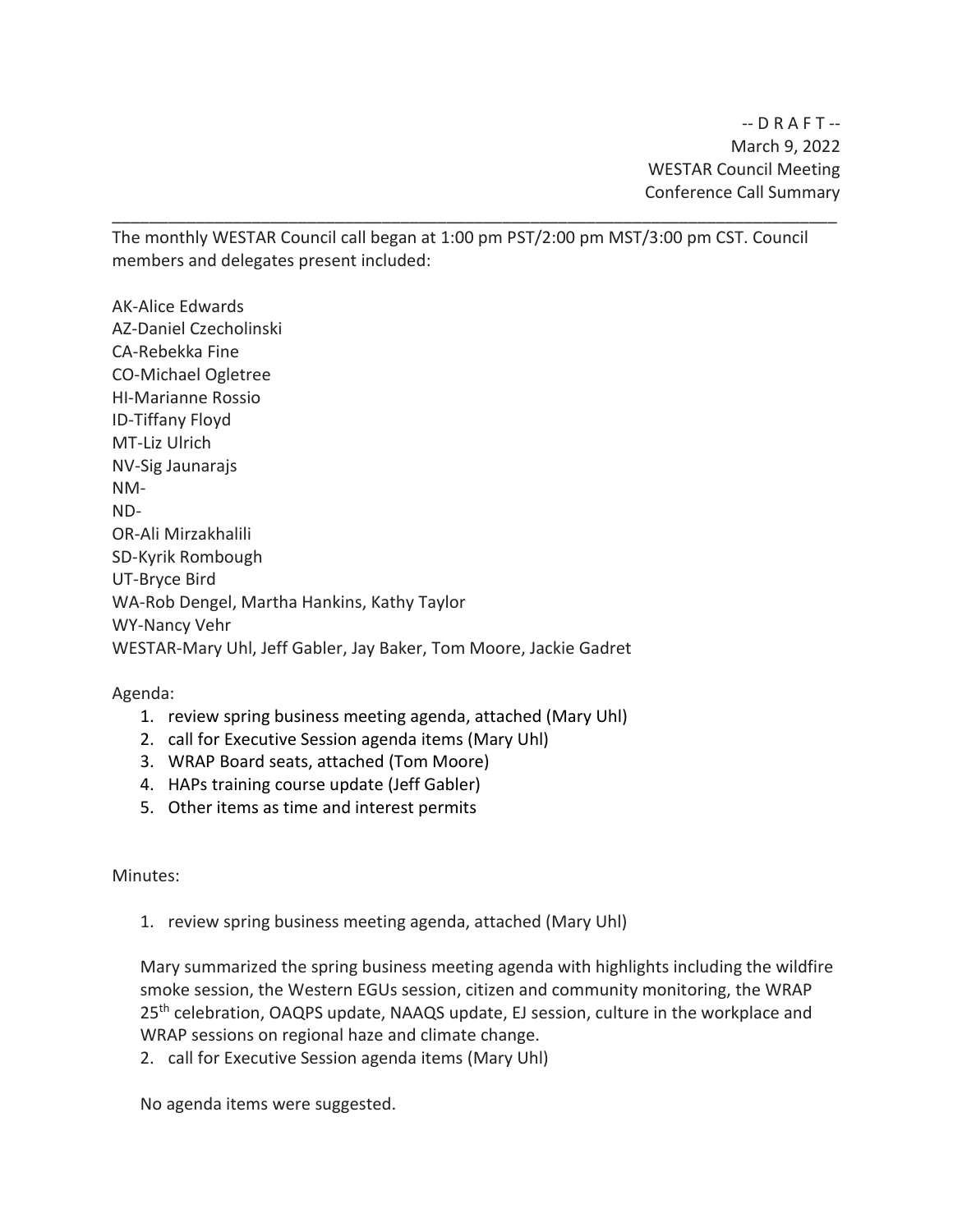-- D R A F T --
March 9, 2022
WESTAR Council Meeting
Conference Call Summary

---

The monthly WESTAR Council call began at 1:00 pm PST/2:00 pm MST/3:00 pm CST. Council members and delegates present included:

AK-Alice Edwards
AZ-Daniel Czecholinski
CA-Rebekka Fine
CO-Michael Ogletree
HI-Marianne Rossio
ID-Tiffany Floyd
MT-Liz Ulrich
NV-Sig Jaunarajs
NM-
ND-
OR-Ali Mirzakhalili
SD-Kyrik Rombough
UT-Bryce Bird
WA-Rob Dengel, Martha Hankins, Kathy Taylor
WY-Nancy Vehr
WESTAR-Mary Uhl, Jeff Gabler, Jay Baker, Tom Moore, Jackie Gadret

Agenda:

1. review spring business meeting agenda, attached (Mary Uhl)
2. call for Executive Session agenda items (Mary Uhl)
3. WRAP Board seats, attached (Tom Moore)
4. HAPs training course update (Jeff Gabler)
5. Other items as time and interest permits

Minutes:

1. review spring business meeting agenda, attached (Mary Uhl)

   Mary summarized the spring business meeting agenda with highlights including the wildfire smoke session, the Western EGUs session, citizen and community monitoring, the WRAP 25th celebration, OAQPS update, NAAQS update, EJ session, culture in the workplace and WRAP sessions on regional haze and climate change.

2. call for Executive Session agenda items (Mary Uhl)

   No agenda items were suggested.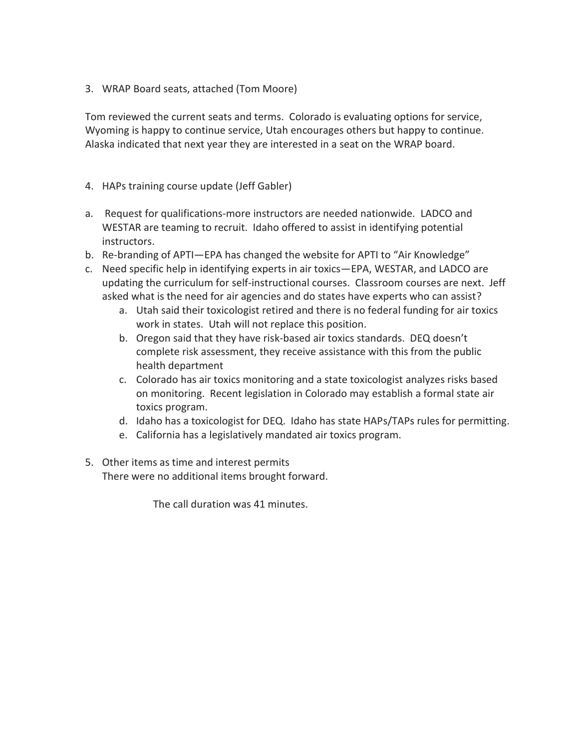3. WRAP Board seats, attached (Tom Moore)

Tom reviewed the current seats and terms. Colorado is evaluating options for service, Wyoming is happy to continue service, Utah encourages others but happy to continue. Alaska indicated that next year they are interested in a seat on the WRAP board.

4. HAPs training course update (Jeff Gabler)

a. Request for qualifications-more instructors are needed nationwide. LADCO and WESTAR are teaming to recruit. Idaho offered to assist in identifying potential instructors.
b. Re-branding of APTI—EPA has changed the website for APTI to "Air Knowledge"
c. Need specific help in identifying experts in air toxics—EPA, WESTAR, and LADCO are updating the curriculum for self-instructional courses. Classroom courses are next. Jeff asked what is the need for air agencies and do states have experts who can assist?
    a. Utah said their toxicologist retired and there is no federal funding for air toxics work in states. Utah will not replace this position.
    b. Oregon said that they have risk-based air toxics standards. DEQ doesn't complete risk assessment, they receive assistance with this from the public health department
    c. Colorado has air toxics monitoring and a state toxicologist analyzes risks based on monitoring. Recent legislation in Colorado may establish a formal state air toxics program.
    d. Idaho has a toxicologist for DEQ. Idaho has state HAPs/TAPs rules for permitting.
    e. California has a legislatively mandated air toxics program.

5. Other items as time and interest permits
   There were no additional items brought forward.

The call duration was 41 minutes.